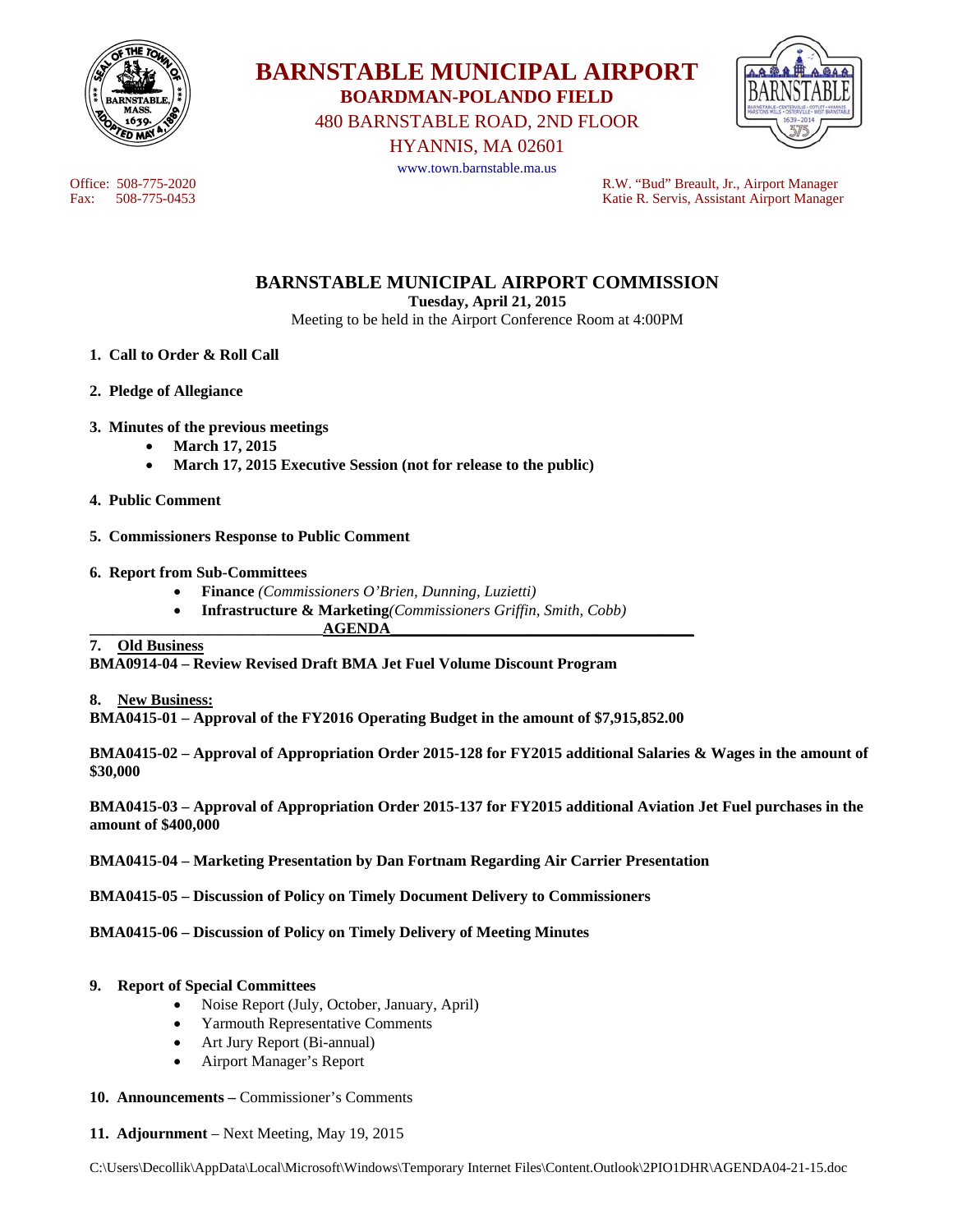# BARNSTABLE MUNICIPAL AIRPORT

**BOARDMAN-POLANDO FIELD**

480 BARNSTABLE ROAD, 2ND FLOOR

HYANNIS, MA 02601

www.town.barnstable.ma.us

Office: 508-775-2020
Fax: 508-775-0453

R.W. "Bud" Breault, Jr., Airport Manager
Katie R. Servis, Assistant Airport Manager

## BARNSTABLE MUNICIPAL AIRPORT COMMISSION

**Tuesday, April 21, 2015**

Meeting to be held in the Airport Conference Room at 4:00PM

1. **Call to Order & Roll Call**

2. **Pledge of Allegiance**

3. **Minutes of the previous meetings**
   - **March 17, 2015**
   - **March 17, 2015 Executive Session (not for release to the public)**

4. **Public Comment**

5. **Commissioners Response to Public Comment**

6. **Report from Sub-Committees**
   - **Finance** *(Commissioners O'Brien, Dunning, Luzietti)*
   - **Infrastructure & Marketing***(Commissioners Griffin, Smith, Cobb)*

**AGENDA**

**7. Old Business**

**BMA0914-04 – Review Revised Draft BMA Jet Fuel Volume Discount Program**

**8. New Business:**

**BMA0415-01 – Approval of the FY2016 Operating Budget in the amount of $7,915,852.00**

**BMA0415-02 – Approval of Appropriation Order 2015-128 for FY2015 additional Salaries & Wages in the amount of $30,000**

**BMA0415-03 – Approval of Appropriation Order 2015-137 for FY2015 additional Aviation Jet Fuel purchases in the amount of $400,000**

**BMA0415-04 – Marketing Presentation by Dan Fortnam Regarding Air Carrier Presentation**

**BMA0415-05 – Discussion of Policy on Timely Document Delivery to Commissioners**

**BMA0415-06 – Discussion of Policy on Timely Delivery of Meeting Minutes**

**9. Report of Special Committees**
   - Noise Report (July, October, January, April)
   - Yarmouth Representative Comments
   - Art Jury Report (Bi-annual)
   - Airport Manager's Report

**10. Announcements –** Commissioner's Comments

**11. Adjournment** – Next Meeting, May 19, 2015

C:\Users\Decollik\AppData\Local\Microsoft\Windows\Temporary Internet Files\Content.Outlook\2PIO1DHR\AGENDA04-21-15.doc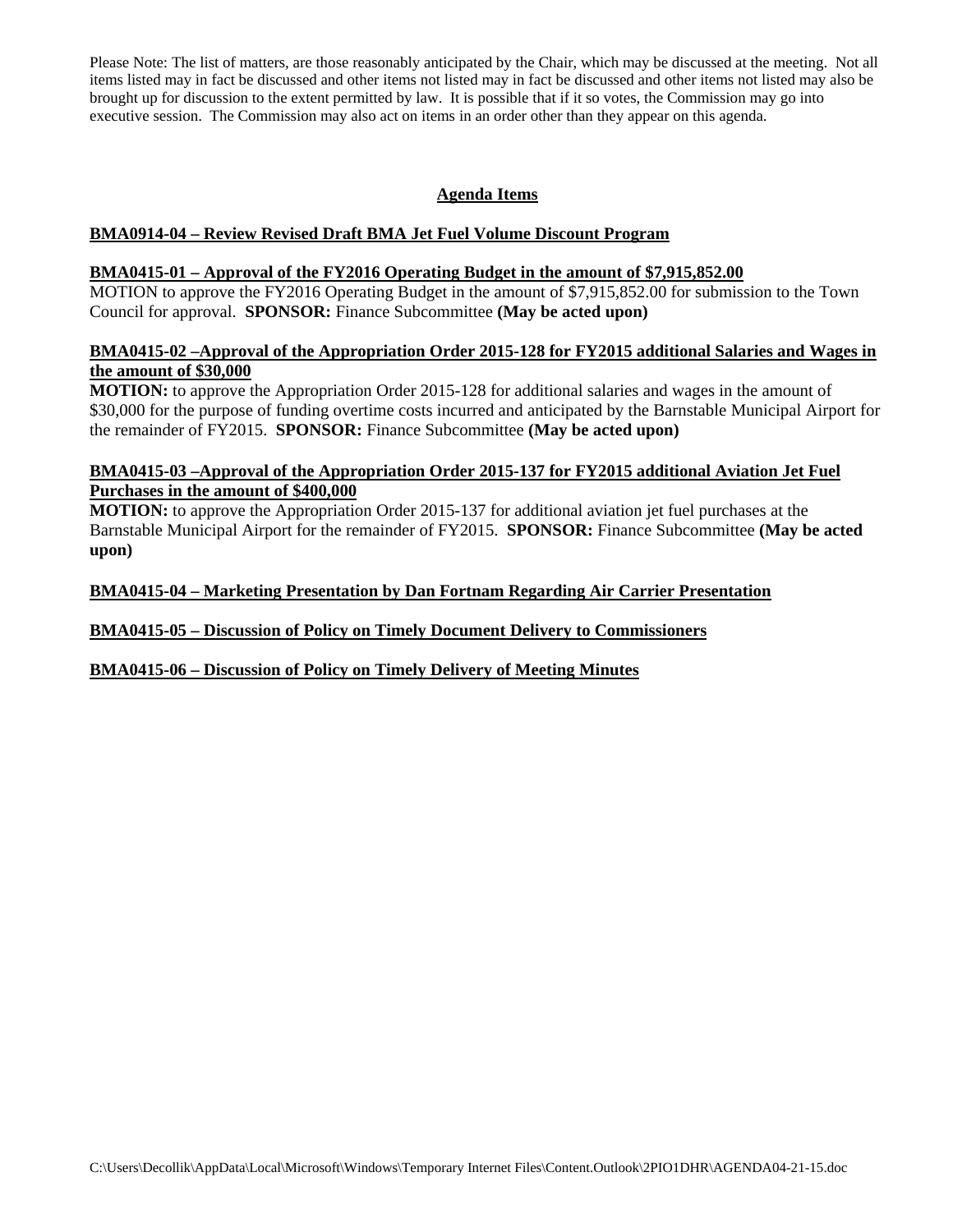Please Note: The list of matters, are those reasonably anticipated by the Chair, which may be discussed at the meeting. Not all items listed may in fact be discussed and other items not listed may in fact be discussed and other items not listed may also be brought up for discussion to the extent permitted by law. It is possible that if it so votes, the Commission may go into executive session. The Commission may also act on items in an order other than they appear on this agenda.

## Agenda Items

**BMA0914-04 – Review Revised Draft BMA Jet Fuel Volume Discount Program**

**BMA0415-01 – Approval of the FY2016 Operating Budget in the amount of $7,915,852.00**

MOTION to approve the FY2016 Operating Budget in the amount of $7,915,852.00 for submission to the Town Council for approval. **SPONSOR:** Finance Subcommittee **(May be acted upon)**

**BMA0415-02 –Approval of the Appropriation Order 2015-128 for FY2015 additional Salaries and Wages in the amount of $30,000**

**MOTION:** to approve the Appropriation Order 2015-128 for additional salaries and wages in the amount of $30,000 for the purpose of funding overtime costs incurred and anticipated by the Barnstable Municipal Airport for the remainder of FY2015. **SPONSOR:** Finance Subcommittee **(May be acted upon)**

**BMA0415-03 –Approval of the Appropriation Order 2015-137 for FY2015 additional Aviation Jet Fuel Purchases in the amount of $400,000**

**MOTION:** to approve the Appropriation Order 2015-137 for additional aviation jet fuel purchases at the Barnstable Municipal Airport for the remainder of FY2015. **SPONSOR:** Finance Subcommittee **(May be acted upon)**

**BMA0415-04 – Marketing Presentation by Dan Fortnam Regarding Air Carrier Presentation**

**BMA0415-05 – Discussion of Policy on Timely Document Delivery to Commissioners**

**BMA0415-06 – Discussion of Policy on Timely Delivery of Meeting Minutes**

C:\Users\Decollik\AppData\Local\Microsoft\Windows\Temporary Internet Files\Content.Outlook\2PIO1DHR\AGENDA04-21-15.doc